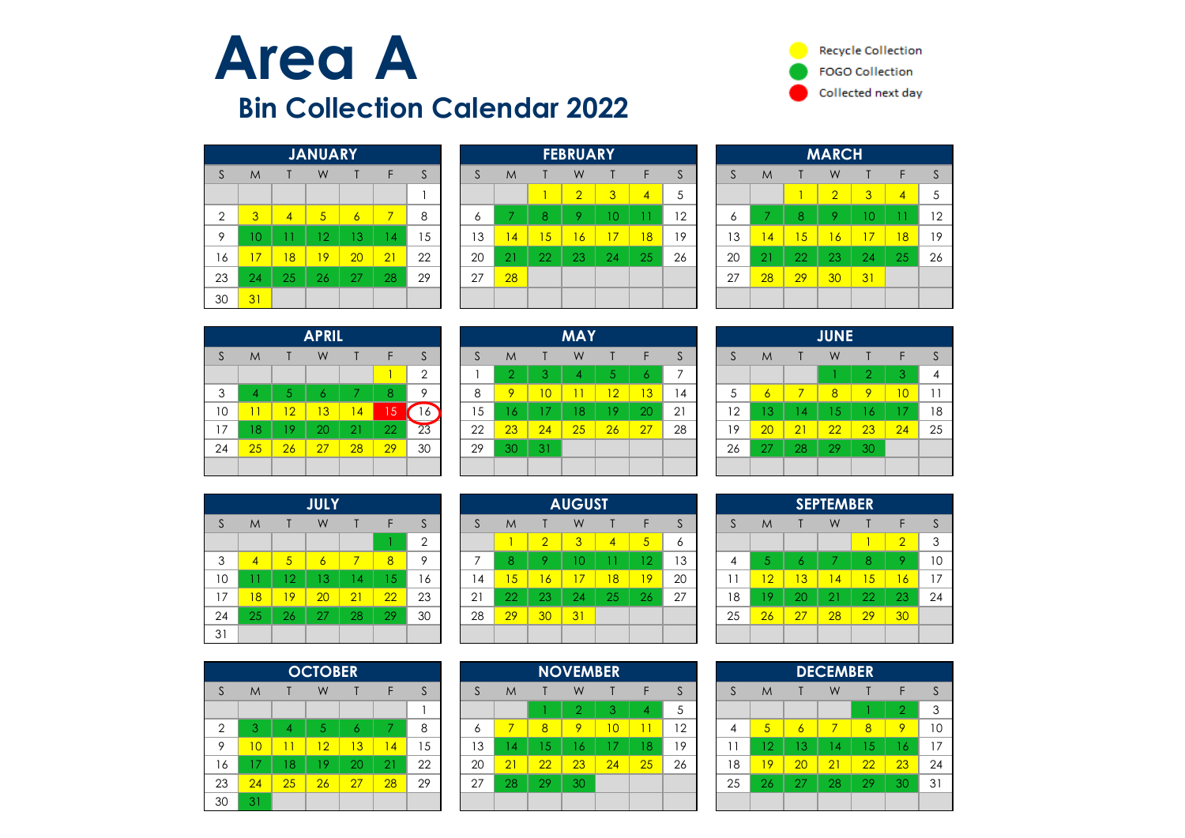# Area A

## Bin Collection Calendar 2022

- Recycle Collection
- FOGO Collection
- Collected next day

### JANUARY

| S | M | T | W | T | F | S |
|---|---|---|---|---|---|---|
| | | | | | | 1 |
| 2 | 3 | 4 | 5 | 6 | 7 | 8 |
| 9 | 10 | 11 | 12 | 13 | 14 | 15 |
| 16 | 17 | 18 | 19 | 20 | 21 | 22 |
| 23 | 24 | 25 | 26 | 27 | 28 | 29 |
| 30 | 31 | | | | | |

### FEBRUARY

| S | M | T | W | T | F | S |
|---|---|---|---|---|---|---|
| | | 1 | 2 | 3 | 4 | 5 |
| 6 | 7 | 8 | 9 | 10 | 11 | 12 |
| 13 | 14 | 15 | 16 | 17 | 18 | 19 |
| 20 | 21 | 22 | 23 | 24 | 25 | 26 |
| 27 | 28 | | | | | |

### MARCH

| S | M | T | W | T | F | S |
|---|---|---|---|---|---|---|
| | | 1 | 2 | 3 | 4 | 5 |
| 6 | 7 | 8 | 9 | 10 | 11 | 12 |
| 13 | 14 | 15 | 16 | 17 | 18 | 19 |
| 20 | 21 | 22 | 23 | 24 | 25 | 26 |
| 27 | 28 | 29 | 30 | 31 | | |

### APRIL

| S | M | T | W | T | F | S |
|---|---|---|---|---|---|---|
| | | | | | 1 | 2 |
| 3 | 4 | 5 | 6 | 7 | 8 | 9 |
| 10 | 11 | 12 | 13 | 14 | 15 | 16 |
| 17 | 18 | 19 | 20 | 21 | 22 | 23 |
| 24 | 25 | 26 | 27 | 28 | 29 | 30 |

### MAY

| S | M | T | W | T | F | S |
|---|---|---|---|---|---|---|
| 1 | 2 | 3 | 4 | 5 | 6 | 7 |
| 8 | 9 | 10 | 11 | 12 | 13 | 14 |
| 15 | 16 | 17 | 18 | 19 | 20 | 21 |
| 22 | 23 | 24 | 25 | 26 | 27 | 28 |
| 29 | 30 | 31 | | | | |

### JUNE

| S | M | T | W | T | F | S |
|---|---|---|---|---|---|---|
| | | | 1 | 2 | 3 | 4 |
| 5 | 6 | 7 | 8 | 9 | 10 | 11 |
| 12 | 13 | 14 | 15 | 16 | 17 | 18 |
| 19 | 20 | 21 | 22 | 23 | 24 | 25 |
| 26 | 27 | 28 | 29 | 30 | | |

### JULY

| S | M | T | W | T | F | S |
|---|---|---|---|---|---|---|
| | | | | | 1 | 2 |
| 3 | 4 | 5 | 6 | 7 | 8 | 9 |
| 10 | 11 | 12 | 13 | 14 | 15 | 16 |
| 17 | 18 | 19 | 20 | 21 | 22 | 23 |
| 24 | 25 | 26 | 27 | 28 | 29 | 30 |
| 31 | | | | | | |

### AUGUST

| S | M | T | W | T | F | S |
|---|---|---|---|---|---|---|
| | 1 | 2 | 3 | 4 | 5 | 6 |
| 7 | 8 | 9 | 10 | 11 | 12 | 13 |
| 14 | 15 | 16 | 17 | 18 | 19 | 20 |
| 21 | 22 | 23 | 24 | 25 | 26 | 27 |
| 28 | 29 | 30 | 31 | | | |

### SEPTEMBER

| S | M | T | W | T | F | S |
|---|---|---|---|---|---|---|
| | | | | 1 | 2 | 3 |
| 4 | 5 | 6 | 7 | 8 | 9 | 10 |
| 11 | 12 | 13 | 14 | 15 | 16 | 17 |
| 18 | 19 | 20 | 21 | 22 | 23 | 24 |
| 25 | 26 | 27 | 28 | 29 | 30 | |

### OCTOBER

| S | M | T | W | T | F | S |
|---|---|---|---|---|---|---|
| | | | | | | 1 |
| 2 | 3 | 4 | 5 | 6 | 7 | 8 |
| 9 | 10 | 11 | 12 | 13 | 14 | 15 |
| 16 | 17 | 18 | 19 | 20 | 21 | 22 |
| 23 | 24 | 25 | 26 | 27 | 28 | 29 |
| 30 | 31 | | | | | |

### NOVEMBER

| S | M | T | W | T | F | S |
|---|---|---|---|---|---|---|
| | | 1 | 2 | 3 | 4 | 5 |
| 6 | 7 | 8 | 9 | 10 | 11 | 12 |
| 13 | 14 | 15 | 16 | 17 | 18 | 19 |
| 20 | 21 | 22 | 23 | 24 | 25 | 26 |
| 27 | 28 | 29 | 30 | | | |

### DECEMBER

| S | M | T | W | T | F | S |
|---|---|---|---|---|---|---|
| | | | | 1 | 2 | 3 |
| 4 | 5 | 6 | 7 | 8 | 9 | 10 |
| 11 | 12 | 13 | 14 | 15 | 16 | 17 |
| 18 | 19 | 20 | 21 | 22 | 23 | 24 |
| 25 | 26 | 27 | 28 | 29 | 30 | 31 |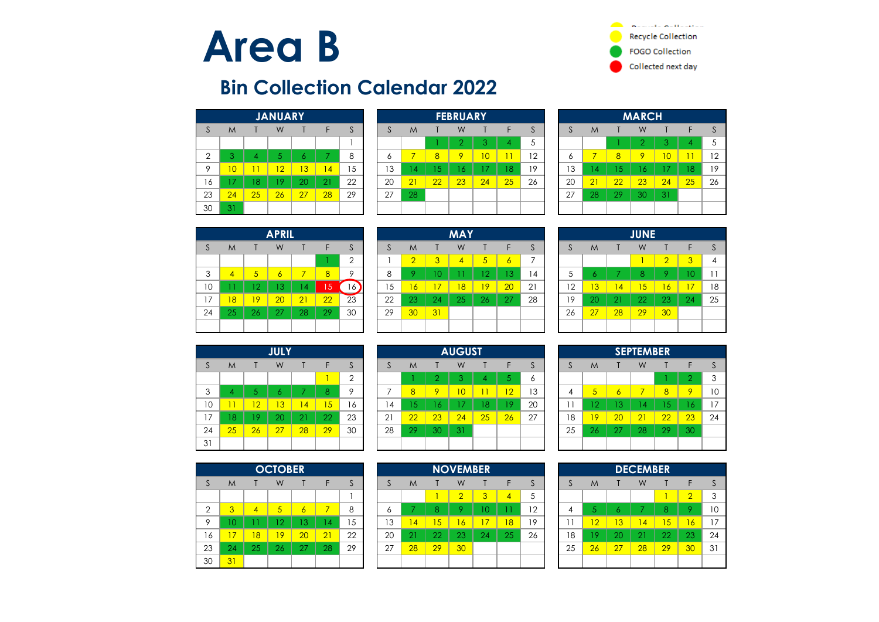# Area B

## Bin Collection Calendar 2022

- Recycle Collection (yellow)
- FOGO Collection (green)
- Collected next day (red)

### JANUARY

| S | M | T | W | T | F | S |
|---|---|---|---|---|---|---|
| | | | | | | 1 |
| 2 | 3 | 4 | 5 | 6 | 7 | 8 |
| 9 | 10 | 11 | 12 | 13 | 14 | 15 |
| 16 | 17 | 18 | 19 | 20 | 21 | 22 |
| 23 | 24 | 25 | 26 | 27 | 28 | 29 |
| 30 | 31 | | | | | |

### FEBRUARY

| S | M | T | W | T | F | S |
|---|---|---|---|---|---|---|
| | | 1 | 2 | 3 | 4 | 5 |
| 6 | 7 | 8 | 9 | 10 | 11 | 12 |
| 13 | 14 | 15 | 16 | 17 | 18 | 19 |
| 20 | 21 | 22 | 23 | 24 | 25 | 26 |
| 27 | 28 | | | | | |

### MARCH

| S | M | T | W | T | F | S |
|---|---|---|---|---|---|---|
| | | 1 | 2 | 3 | 4 | 5 |
| 6 | 7 | 8 | 9 | 10 | 11 | 12 |
| 13 | 14 | 15 | 16 | 17 | 18 | 19 |
| 20 | 21 | 22 | 23 | 24 | 25 | 26 |
| 27 | 28 | 29 | 30 | 31 | | |

### APRIL

| S | M | T | W | T | F | S |
|---|---|---|---|---|---|---|
| | | | | | 1 | 2 |
| 3 | 4 | 5 | 6 | 7 | 8 | 9 |
| 10 | 11 | 12 | 13 | 14 | 15 | 16 |
| 17 | 18 | 19 | 20 | 21 | 22 | 23 |
| 24 | 25 | 26 | 27 | 28 | 29 | 30 |

### MAY

| S | M | T | W | T | F | S |
|---|---|---|---|---|---|---|
| 1 | 2 | 3 | 4 | 5 | 6 | 7 |
| 8 | 9 | 10 | 11 | 12 | 13 | 14 |
| 15 | 16 | 17 | 18 | 19 | 20 | 21 |
| 22 | 23 | 24 | 25 | 26 | 27 | 28 |
| 29 | 30 | 31 | | | | |

### JUNE

| S | M | T | W | T | F | S |
|---|---|---|---|---|---|---|
| | | | 1 | 2 | 3 | 4 |
| 5 | 6 | 7 | 8 | 9 | 10 | 11 |
| 12 | 13 | 14 | 15 | 16 | 17 | 18 |
| 19 | 20 | 21 | 22 | 23 | 24 | 25 |
| 26 | 27 | 28 | 29 | 30 | | |

### JULY

| S | M | T | W | T | F | S |
|---|---|---|---|---|---|---|
| | | | | | 1 | 2 |
| 3 | 4 | 5 | 6 | 7 | 8 | 9 |
| 10 | 11 | 12 | 13 | 14 | 15 | 16 |
| 17 | 18 | 19 | 20 | 21 | 22 | 23 |
| 24 | 25 | 26 | 27 | 28 | 29 | 30 |
| 31 | | | | | | |

### AUGUST

| S | M | T | W | T | F | S |
|---|---|---|---|---|---|---|
| | 1 | 2 | 3 | 4 | 5 | 6 |
| 7 | 8 | 9 | 10 | 11 | 12 | 13 |
| 14 | 15 | 16 | 17 | 18 | 19 | 20 |
| 21 | 22 | 23 | 24 | 25 | 26 | 27 |
| 28 | 29 | 30 | 31 | | | |

### SEPTEMBER

| S | M | T | W | T | F | S |
|---|---|---|---|---|---|---|
| | | | | 1 | 2 | 3 |
| 4 | 5 | 6 | 7 | 8 | 9 | 10 |
| 11 | 12 | 13 | 14 | 15 | 16 | 17 |
| 18 | 19 | 20 | 21 | 22 | 23 | 24 |
| 25 | 26 | 27 | 28 | 29 | 30 | |

### OCTOBER

| S | M | T | W | T | F | S |
|---|---|---|---|---|---|---|
| | | | | | | 1 |
| 2 | 3 | 4 | 5 | 6 | 7 | 8 |
| 9 | 10 | 11 | 12 | 13 | 14 | 15 |
| 16 | 17 | 18 | 19 | 20 | 21 | 22 |
| 23 | 24 | 25 | 26 | 27 | 28 | 29 |
| 30 | 31 | | | | | |

### NOVEMBER

| S | M | T | W | T | F | S |
|---|---|---|---|---|---|---|
| | | 1 | 2 | 3 | 4 | 5 |
| 6 | 7 | 8 | 9 | 10 | 11 | 12 |
| 13 | 14 | 15 | 16 | 17 | 18 | 19 |
| 20 | 21 | 22 | 23 | 24 | 25 | 26 |
| 27 | 28 | 29 | 30 | | | |

### DECEMBER

| S | M | T | W | T | F | S |
|---|---|---|---|---|---|---|
| | | | | 1 | 2 | 3 |
| 4 | 5 | 6 | 7 | 8 | 9 | 10 |
| 11 | 12 | 13 | 14 | 15 | 16 | 17 |
| 18 | 19 | 20 | 21 | 22 | 23 | 24 |
| 25 | 26 | 27 | 28 | 29 | 30 | 31 |